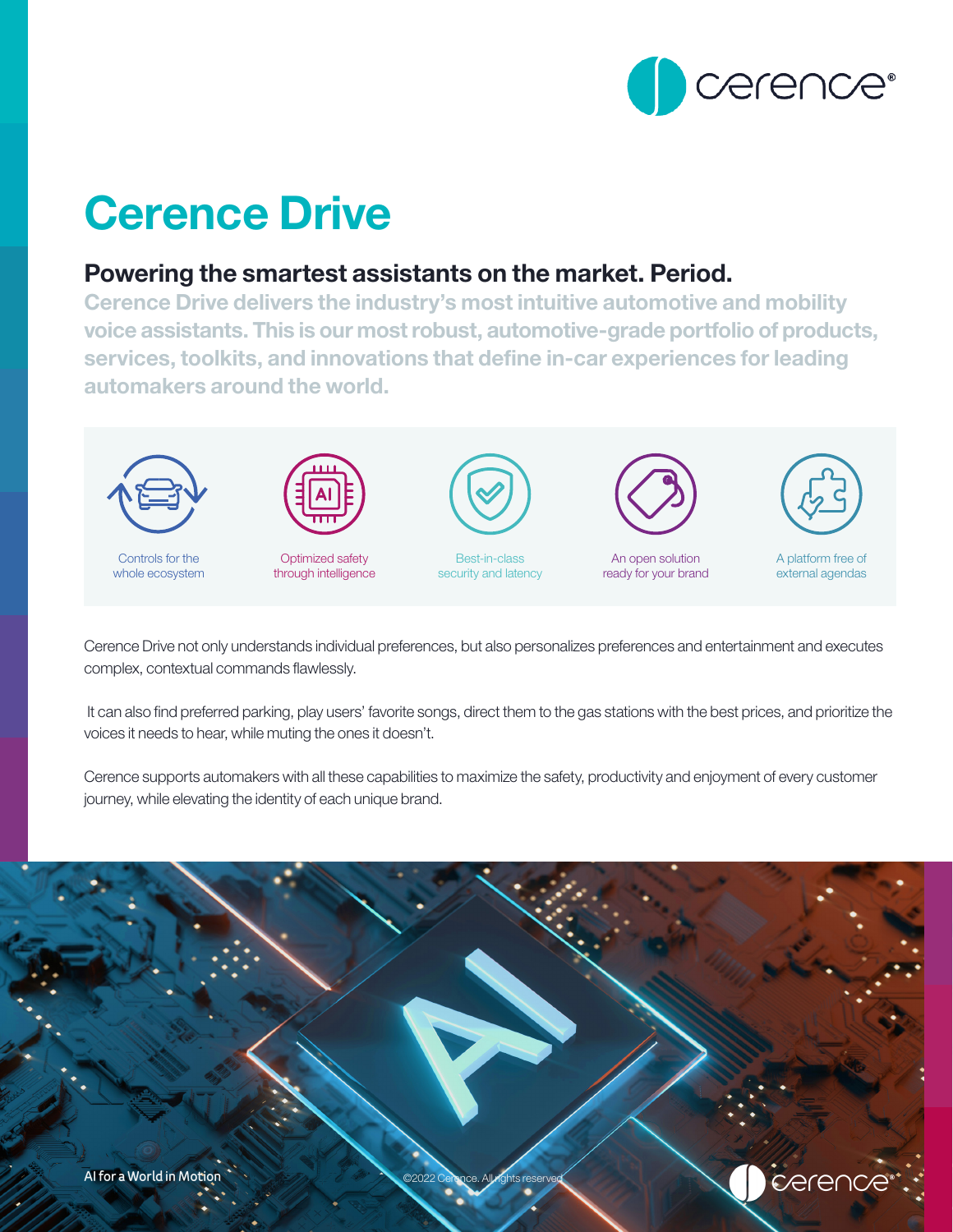# Cerence Drive

## Powering the smartest assistants on the market. Period.

**Cerence Drive delivers the industry's most intuitive automotive and mobility voice assistants. This is our most robust, automotive-grade portfolio of products, services, toolkits, and innovations that define in-car experiences for leading automakers around the world.**

- Controls for the whole ecosystem
- Optimized safety through intelligence
- Best-in-class security and latency
- An open solution ready for your brand
- A platform free of external agendas

Cerence Drive not only understands individual preferences, but also personalizes preferences and entertainment and executes complex, contextual commands flawlessly.

It can also find preferred parking, play users' favorite songs, direct them to the gas stations with the best prices, and prioritize the voices it needs to hear, while muting the ones it doesn't.

Cerence supports automakers with all these capabilities to maximize the safety, productivity and enjoyment of every customer journey, while elevating the identity of each unique brand.

AI for a World in Motion

©2022 Cerence. All rights reserved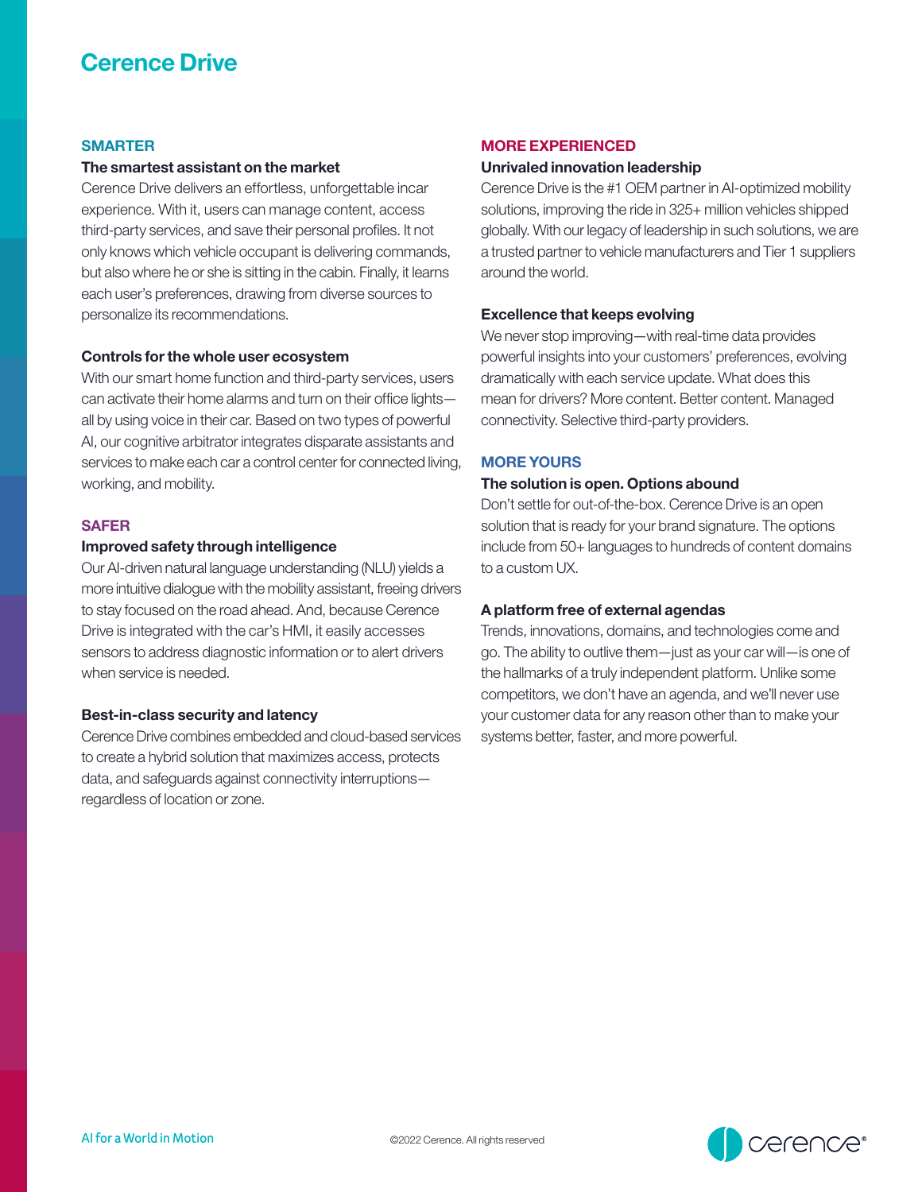# Cerence Drive

## SMARTER

### The smartest assistant on the market

Cerence Drive delivers an effortless, unforgettable incar experience. With it, users can manage content, access third-party services, and save their personal profiles. It not only knows which vehicle occupant is delivering commands, but also where he or she is sitting in the cabin. Finally, it learns each user's preferences, drawing from diverse sources to personalize its recommendations.

### Controls for the whole user ecosystem

With our smart home function and third-party services, users can activate their home alarms and turn on their office lights—all by using voice in their car. Based on two types of powerful AI, our cognitive arbitrator integrates disparate assistants and services to make each car a control center for connected living, working, and mobility.

## SAFER

### Improved safety through intelligence

Our AI-driven natural language understanding (NLU) yields a more intuitive dialogue with the mobility assistant, freeing drivers to stay focused on the road ahead. And, because Cerence Drive is integrated with the car's HMI, it easily accesses sensors to address diagnostic information or to alert drivers when service is needed.

### Best-in-class security and latency

Cerence Drive combines embedded and cloud-based services to create a hybrid solution that maximizes access, protects data, and safeguards against connectivity interruptions—regardless of location or zone.

## MORE EXPERIENCED

### Unrivaled innovation leadership

Cerence Drive is the #1 OEM partner in AI-optimized mobility solutions, improving the ride in 325+ million vehicles shipped globally. With our legacy of leadership in such solutions, we are a trusted partner to vehicle manufacturers and Tier 1 suppliers around the world.

### Excellence that keeps evolving

We never stop improving—with real-time data provides powerful insights into your customers' preferences, evolving dramatically with each service update. What does this mean for drivers? More content. Better content. Managed connectivity. Selective third-party providers.

## MORE YOURS

### The solution is open. Options abound

Don't settle for out-of-the-box. Cerence Drive is an open solution that is ready for your brand signature. The options include from 50+ languages to hundreds of content domains to a custom UX.

### A platform free of external agendas

Trends, innovations, domains, and technologies come and go. The ability to outlive them—just as your car will—is one of the hallmarks of a truly independent platform. Unlike some competitors, we don't have an agenda, and we'll never use your customer data for any reason other than to make your systems better, faster, and more powerful.

AI for a World in Motion

©2022 Cerence. All rights reserved